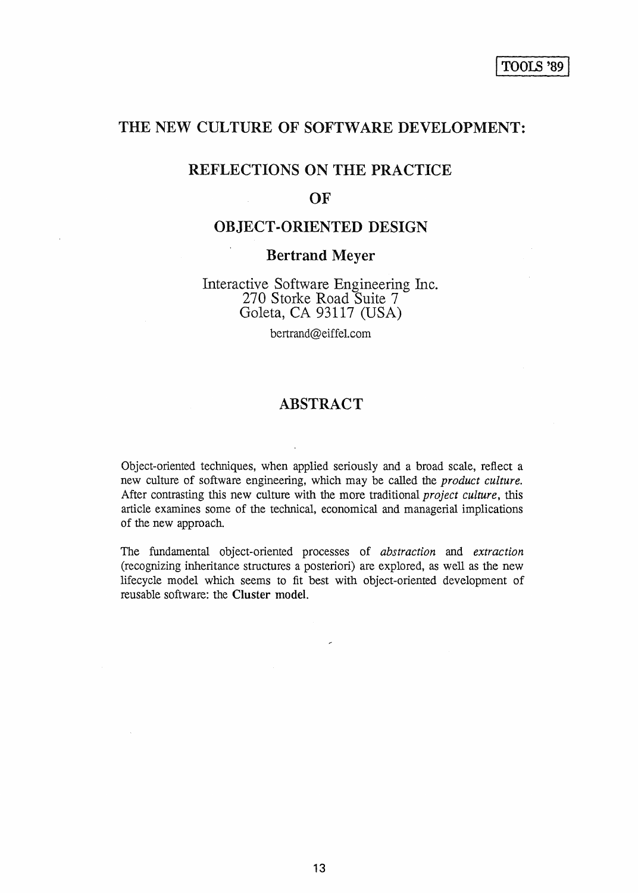TOOLS '89

# THE NEW CULTURE OF SOFTWARE DEVELOPMENT:

# REFLECTIONS ON THE PRACTICE OF OBJECT-ORIENTED DESIGN

**Bertrand Meyer**

Interactive Software Engineering Inc.
270 Storke Road Suite 7
Goleta, CA 93117 (USA)

bertrand@eiffel.com

## ABSTRACT

Object-oriented techniques, when applied seriously and a broad scale, reflect a new culture of software engineering, which may be called the *product culture.* After contrasting this new culture with the more traditional *project culture*, this article examines some of the technical, economical and managerial implications of the new approach.

The fundamental object-oriented processes of *abstraction* and *extraction* (recognizing inheritance structures a posteriori) are explored, as well as the new lifecycle model which seems to fit best with object-oriented development of reusable software: the **Cluster model.**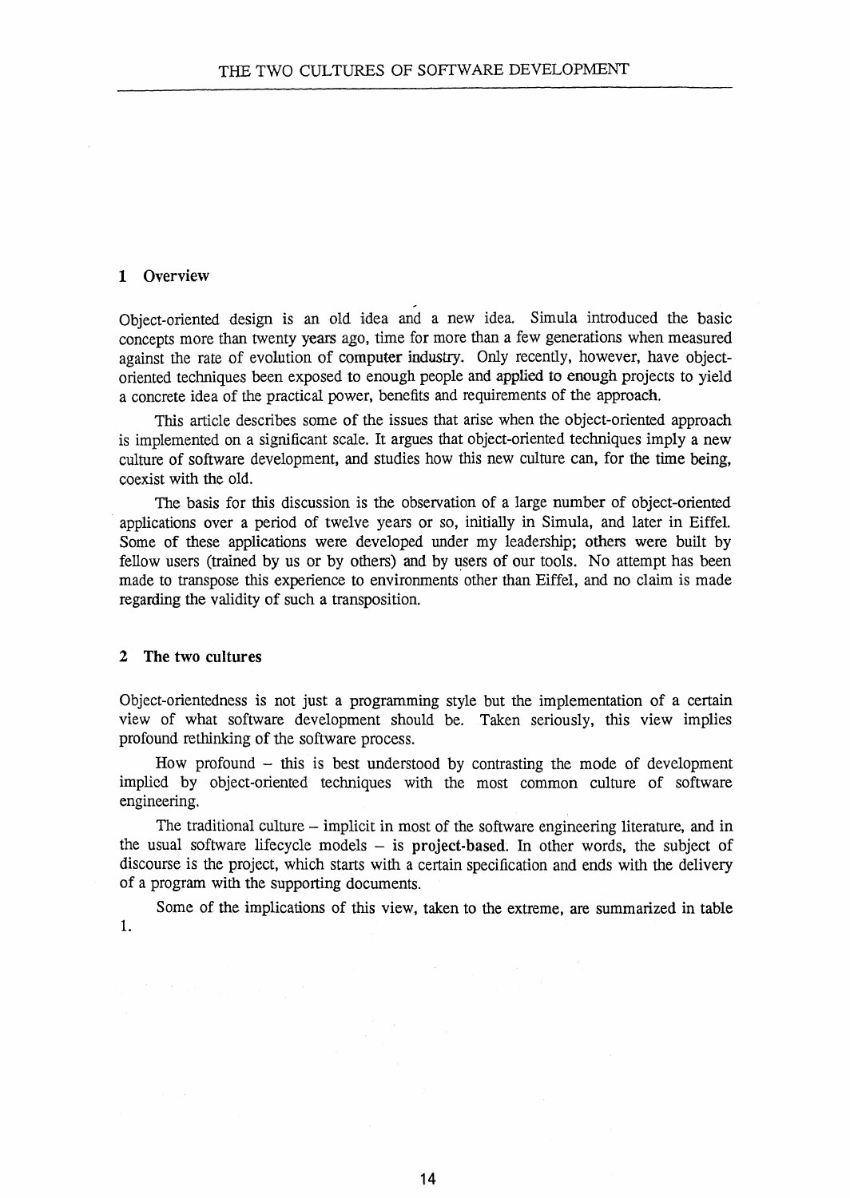## 1 Overview

Object-oriented design is an old idea and a new idea. Simula introduced the basic concepts more than twenty years ago, time for more than a few generations when measured against the rate of evolution of computer industry. Only recently, however, have object-oriented techniques been exposed to enough people and applied to enough projects to yield a concrete idea of the practical power, benefits and requirements of the approach.

This article describes some of the issues that arise when the object-oriented approach is implemented on a significant scale. It argues that object-oriented techniques imply a new culture of software development, and studies how this new culture can, for the time being, coexist with the old.

The basis for this discussion is the observation of a large number of object-oriented applications over a period of twelve years or so, initially in Simula, and later in Eiffel. Some of these applications were developed under my leadership; others were built by fellow users (trained by us or by others) and by users of our tools. No attempt has been made to transpose this experience to environments other than Eiffel, and no claim is made regarding the validity of such a transposition.

## 2 The two cultures

Object-orientedness is not just a programming style but the implementation of a certain view of what software development should be. Taken seriously, this view implies profound rethinking of the software process.

How profound – this is best understood by contrasting the mode of development implied by object-oriented techniques with the most common culture of software engineering.

The traditional culture – implicit in most of the software engineering literature, and in the usual software lifecycle models – is **project-based**. In other words, the subject of discourse is the project, which starts with a certain specification and ends with the delivery of a program with the supporting documents.

Some of the implications of this view, taken to the extreme, are summarized in table 1.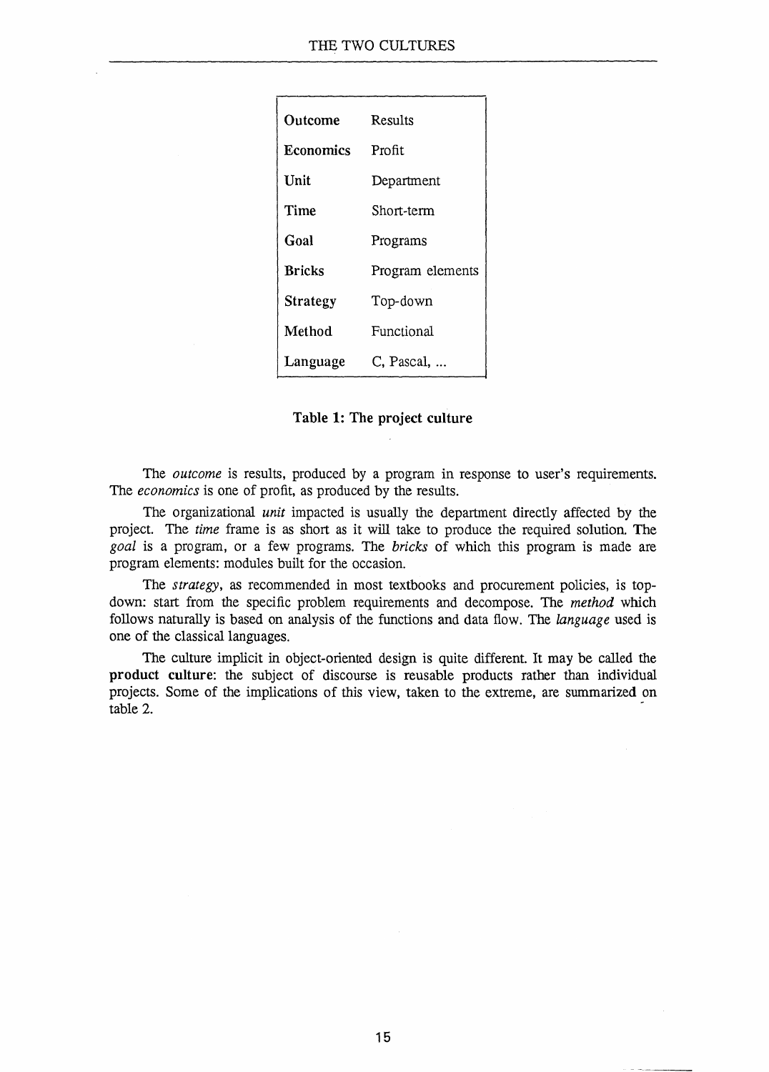| | |
|---|---|
| **Outcome** | Results |
| **Economics** | Profit |
| **Unit** | Department |
| **Time** | Short-term |
| **Goal** | Programs |
| **Bricks** | Program elements |
| **Strategy** | Top-down |
| **Method** | Functional |
| **Language** | C, Pascal, ... |

**Table 1: The project culture**

The *outcome* is results, produced by a program in response to user's requirements. The *economics* is one of profit, as produced by the results.

The organizational *unit* impacted is usually the department directly affected by the project. The *time* frame is as short as it will take to produce the required solution. The *goal* is a program, or a few programs. The *bricks* of which this program is made are program elements: modules built for the occasion.

The *strategy*, as recommended in most textbooks and procurement policies, is top-down: start from the specific problem requirements and decompose. The *method* which follows naturally is based on analysis of the functions and data flow. The *language* used is one of the classical languages.

The culture implicit in object-oriented design is quite different. It may be called the **product culture**: the subject of discourse is reusable products rather than individual projects. Some of the implications of this view, taken to the extreme, are summarized on table 2.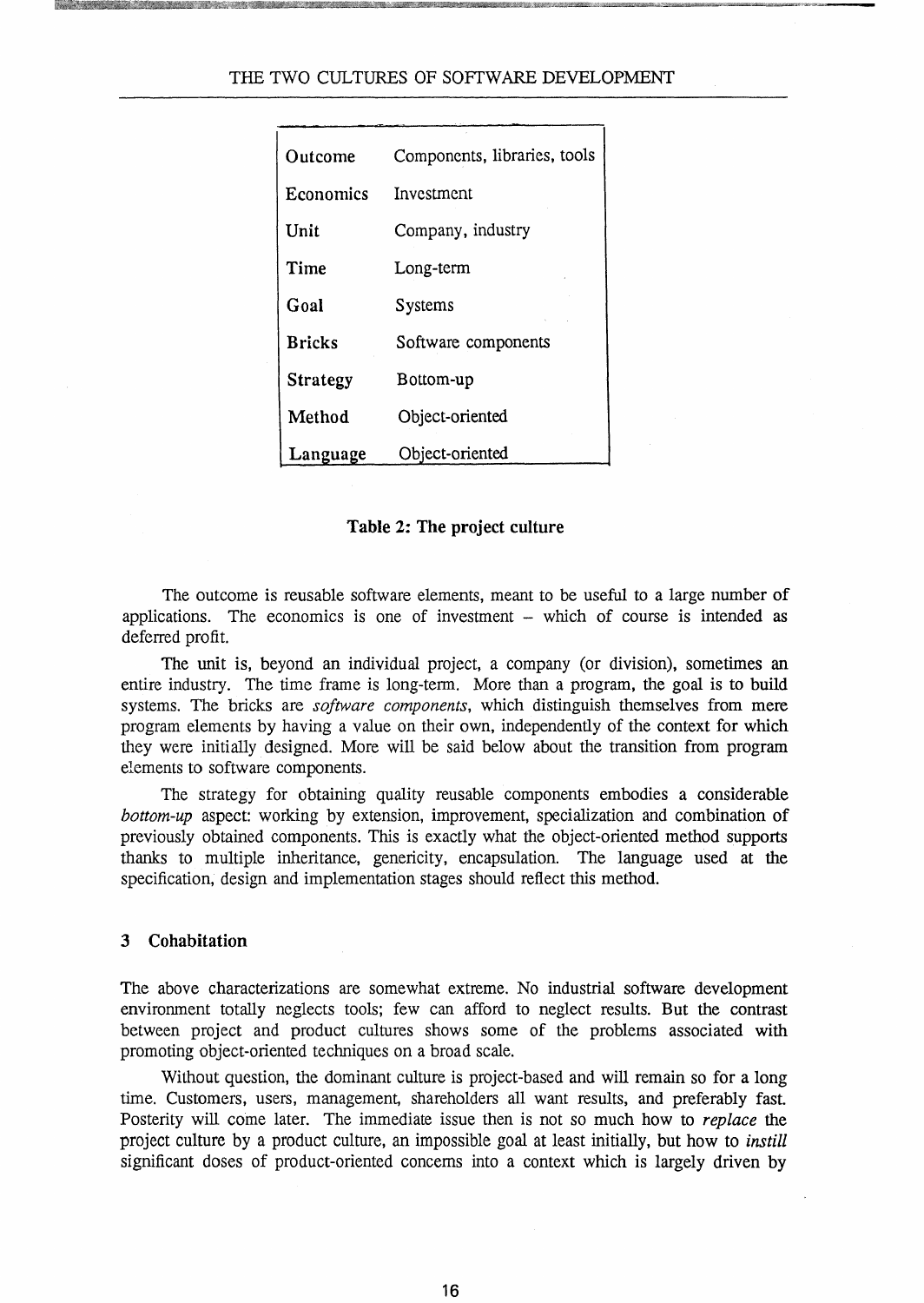| Outcome | Components, libraries, tools |
|---|---|
| Economics | Investment |
| Unit | Company, industry |
| Time | Long-term |
| Goal | Systems |
| Bricks | Software components |
| Strategy | Bottom-up |
| Method | Object-oriented |
| Language | Object-oriented |

**Table 2: The project culture**

The outcome is reusable software elements, meant to be useful to a large number of applications. The economics is one of investment – which of course is intended as deferred profit.

The unit is, beyond an individual project, a company (or division), sometimes an entire industry. The time frame is long-term. More than a program, the goal is to build systems. The bricks are *software components*, which distinguish themselves from mere program elements by having a value on their own, independently of the context for which they were initially designed. More will be said below about the transition from program elements to software components.

The strategy for obtaining quality reusable components embodies a considerable *bottom-up* aspect: working by extension, improvement, specialization and combination of previously obtained components. This is exactly what the object-oriented method supports thanks to multiple inheritance, genericity, encapsulation. The language used at the specification, design and implementation stages should reflect this method.

### 3 Cohabitation

The above characterizations are somewhat extreme. No industrial software development environment totally neglects tools; few can afford to neglect results. But the contrast between project and product cultures shows some of the problems associated with promoting object-oriented techniques on a broad scale.

Without question, the dominant culture is project-based and will remain so for a long time. Customers, users, management, shareholders all want results, and preferably fast. Posterity will come later. The immediate issue then is not so much how to *replace* the project culture by a product culture, an impossible goal at least initially, but how to *instill* significant doses of product-oriented concerns into a context which is largely driven by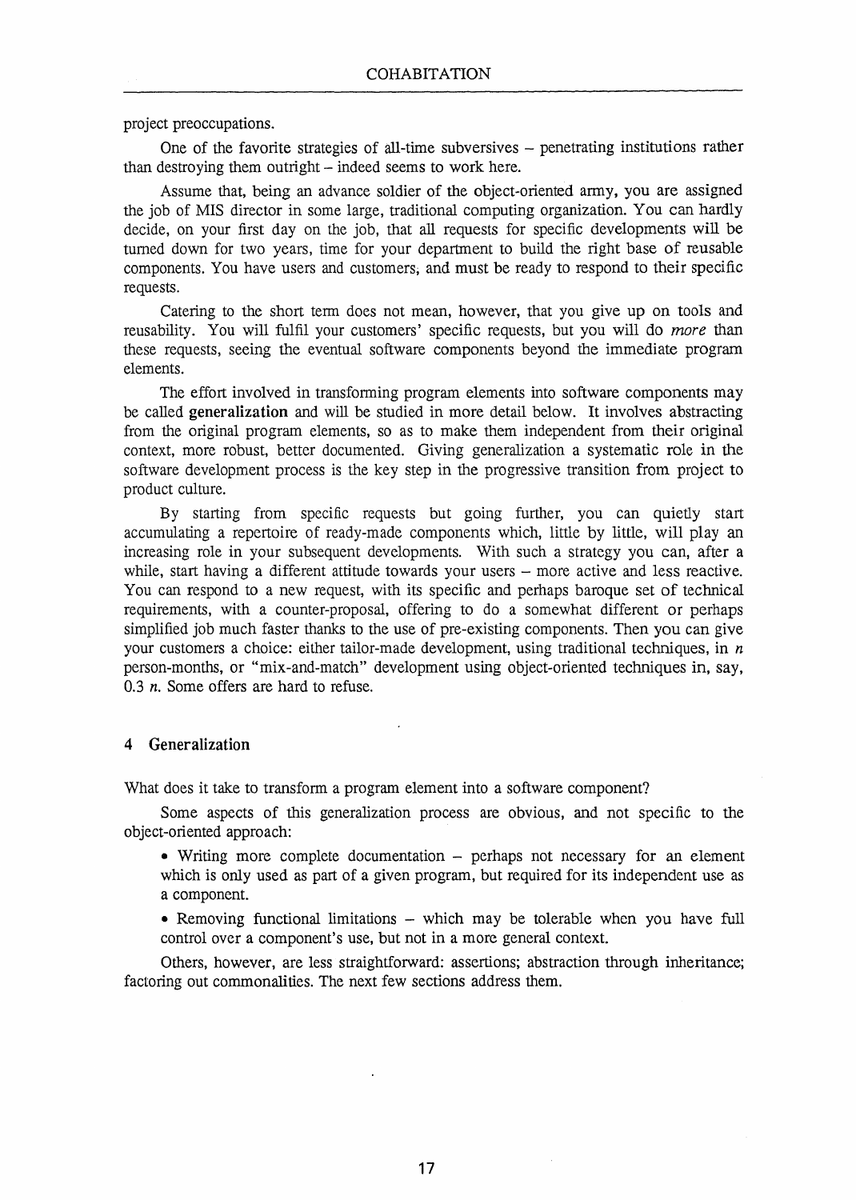project preoccupations.

One of the favorite strategies of all-time subversives – penetrating institutions rather than destroying them outright – indeed seems to work here.

Assume that, being an advance soldier of the object-oriented army, you are assigned the job of MIS director in some large, traditional computing organization. You can hardly decide, on your first day on the job, that all requests for specific developments will be turned down for two years, time for your department to build the right base of reusable components. You have users and customers, and must be ready to respond to their specific requests.

Catering to the short term does not mean, however, that you give up on tools and reusability. You will fulfil your customers' specific requests, but you will do *more* than these requests, seeing the eventual software components beyond the immediate program elements.

The effort involved in transforming program elements into software components may be called **generalization** and will be studied in more detail below. It involves abstracting from the original program elements, so as to make them independent from their original context, more robust, better documented. Giving generalization a systematic role in the software development process is the key step in the progressive transition from project to product culture.

By starting from specific requests but going further, you can quietly start accumulating a repertoire of ready-made components which, little by little, will play an increasing role in your subsequent developments. With such a strategy you can, after a while, start having a different attitude towards your users – more active and less reactive. You can respond to a new request, with its specific and perhaps baroque set of technical requirements, with a counter-proposal, offering to do a somewhat different or perhaps simplified job much faster thanks to the use of pre-existing components. Then you can give your customers a choice: either tailor-made development, using traditional techniques, in $n$ person-months, or "mix-and-match" development using object-oriented techniques in, say, 0.3 $n$. Some offers are hard to refuse.

## 4 Generalization

What does it take to transform a program element into a software component?

Some aspects of this generalization process are obvious, and not specific to the object-oriented approach:

- Writing more complete documentation – perhaps not necessary for an element which is only used as part of a given program, but required for its independent use as a component.
- Removing functional limitations – which may be tolerable when you have full control over a component's use, but not in a more general context.

Others, however, are less straightforward: assertions; abstraction through inheritance; factoring out commonalities. The next few sections address them.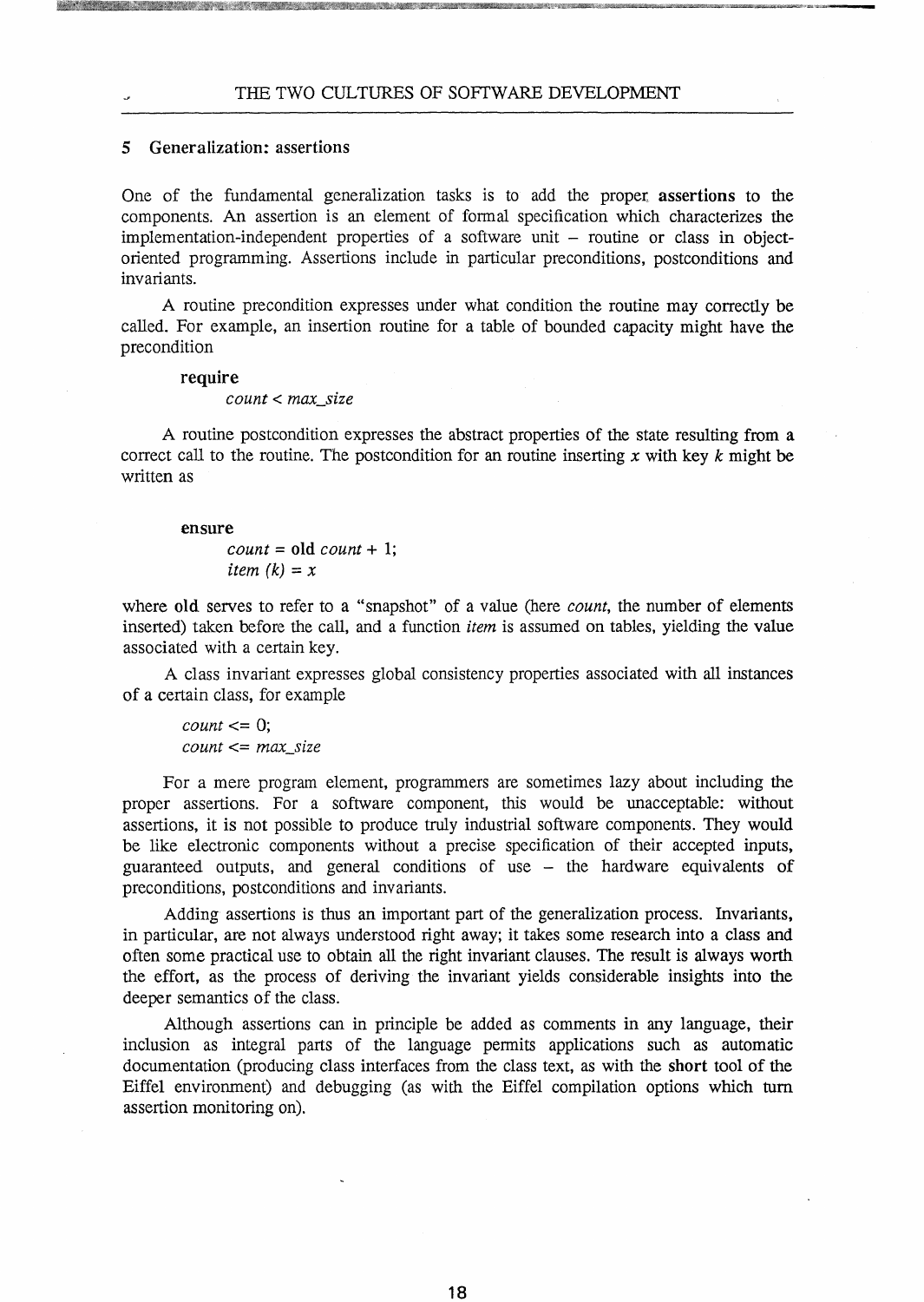## 5 Generalization: assertions

One of the fundamental generalization tasks is to add the proper **assertions** to the components. An assertion is an element of formal specification which characterizes the implementation-independent properties of a software unit – routine or class in object-oriented programming. Assertions include in particular preconditions, postconditions and invariants.

A routine precondition expresses under what condition the routine may correctly be called. For example, an insertion routine for a table of bounded capacity might have the precondition

```
require
    count < max_size
```

A routine postcondition expresses the abstract properties of the state resulting from a correct call to the routine. The postcondition for an routine inserting *x* with key *k* might be written as

```
ensure
    count = old count + 1;
    item (k) = x
```

where **old** serves to refer to a "snapshot" of a value (here *count*, the number of elements inserted) taken before the call, and a function *item* is assumed on tables, yielding the value associated with a certain key.

A class invariant expresses global consistency properties associated with all instances of a certain class, for example

```
count <= 0;
count <= max_size
```

For a mere program element, programmers are sometimes lazy about including the proper assertions. For a software component, this would be unacceptable: without assertions, it is not possible to produce truly industrial software components. They would be like electronic components without a precise specification of their accepted inputs, guaranteed outputs, and general conditions of use – the hardware equivalents of preconditions, postconditions and invariants.

Adding assertions is thus an important part of the generalization process. Invariants, in particular, are not always understood right away; it takes some research into a class and often some practical use to obtain all the right invariant clauses. The result is always worth the effort, as the process of deriving the invariant yields considerable insights into the deeper semantics of the class.

Although assertions can in principle be added as comments in any language, their inclusion as integral parts of the language permits applications such as automatic documentation (producing class interfaces from the class text, as with the **short** tool of the Eiffel environment) and debugging (as with the Eiffel compilation options which turn assertion monitoring on).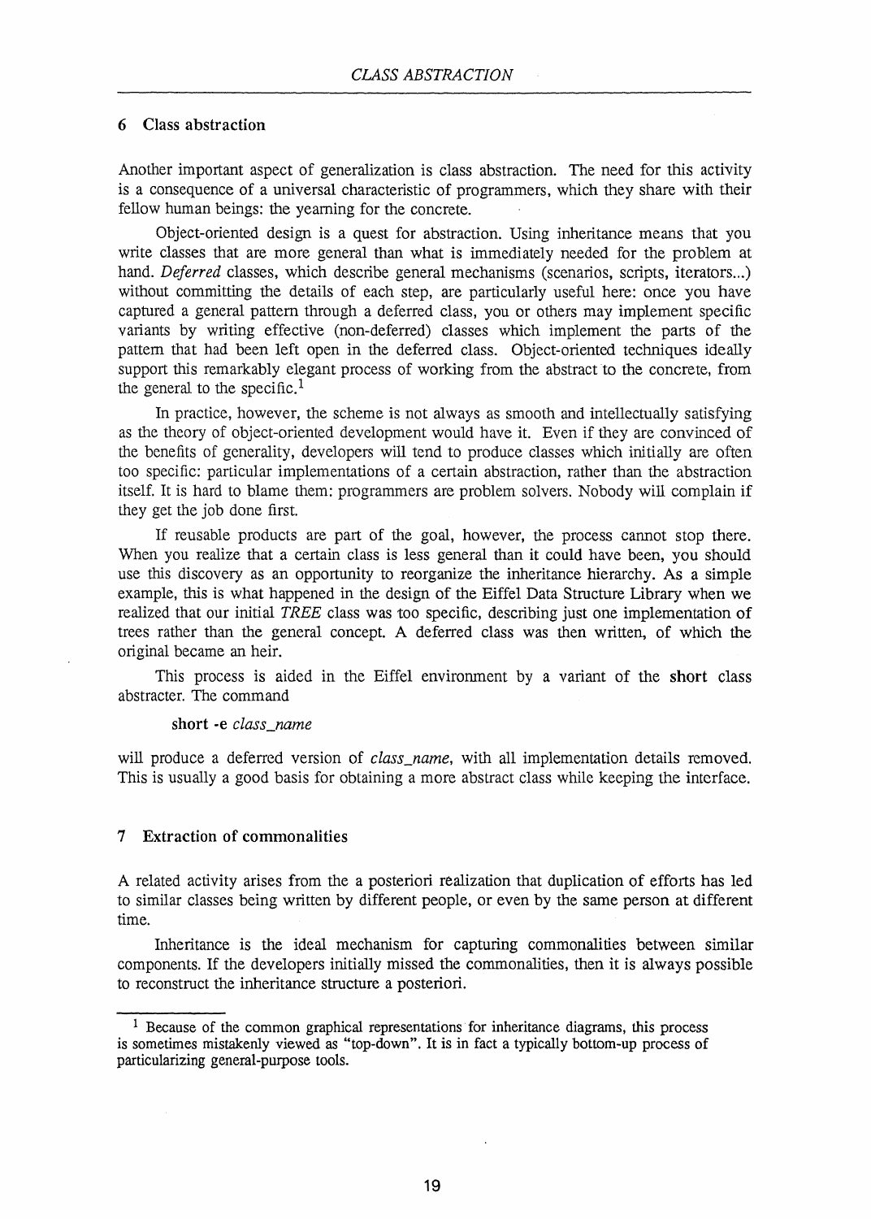## 6 Class abstraction

Another important aspect of generalization is class abstraction. The need for this activity is a consequence of a universal characteristic of programmers, which they share with their fellow human beings: the yearning for the concrete.

Object-oriented design is a quest for abstraction. Using inheritance means that you write classes that are more general than what is immediately needed for the problem at hand. *Deferred* classes, which describe general mechanisms (scenarios, scripts, iterators...) without committing the details of each step, are particularly useful here: once you have captured a general pattern through a deferred class, you or others may implement specific variants by writing effective (non-deferred) classes which implement the parts of the pattern that had been left open in the deferred class. Object-oriented techniques ideally support this remarkably elegant process of working from the abstract to the concrete, from the general to the specific.[1]

In practice, however, the scheme is not always as smooth and intellectually satisfying as the theory of object-oriented development would have it. Even if they are convinced of the benefits of generality, developers will tend to produce classes which initially are often too specific: particular implementations of a certain abstraction, rather than the abstraction itself. It is hard to blame them: programmers are problem solvers. Nobody will complain if they get the job done first.

If reusable products are part of the goal, however, the process cannot stop there. When you realize that a certain class is less general than it could have been, you should use this discovery as an opportunity to reorganize the inheritance hierarchy. As a simple example, this is what happened in the design of the Eiffel Data Structure Library when we realized that our initial *TREE* class was too specific, describing just one implementation of trees rather than the general concept. A deferred class was then written, of which the original became an heir.

This process is aided in the Eiffel environment by a variant of the **short** class abstracter. The command

**short -e** *class_name*

will produce a deferred version of *class_name*, with all implementation details removed. This is usually a good basis for obtaining a more abstract class while keeping the interface.

## 7 Extraction of commonalities

A related activity arises from the a posteriori realization that duplication of efforts has led to similar classes being written by different people, or even by the same person at different time.

Inheritance is the ideal mechanism for capturing commonalities between similar components. If the developers initially missed the commonalities, then it is always possible to reconstruct the inheritance structure a posteriori.

[1] Because of the common graphical representations for inheritance diagrams, this process is sometimes mistakenly viewed as "top-down". It is in fact a typically bottom-up process of particularizing general-purpose tools.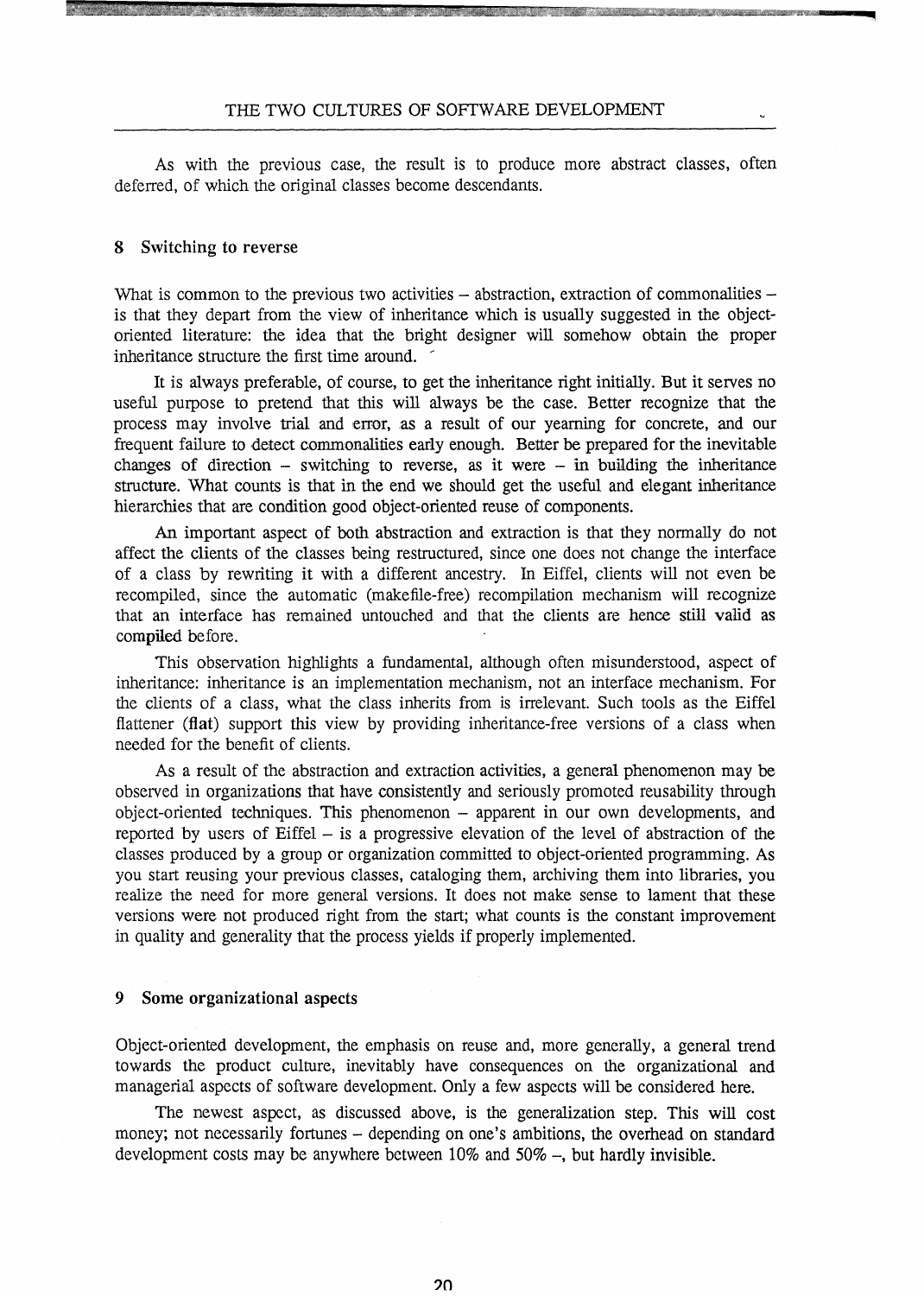As with the previous case, the result is to produce more abstract classes, often deferred, of which the original classes become descendants.

## 8 Switching to reverse

What is common to the previous two activities – abstraction, extraction of commonalities – is that they depart from the view of inheritance which is usually suggested in the object-oriented literature: the idea that the bright designer will somehow obtain the proper inheritance structure the first time around.

It is always preferable, of course, to get the inheritance right initially. But it serves no useful purpose to pretend that this will always be the case. Better recognize that the process may involve trial and error, as a result of our yearning for concrete, and our frequent failure to detect commonalities early enough. Better be prepared for the inevitable changes of direction – switching to reverse, as it were – in building the inheritance structure. What counts is that in the end we should get the useful and elegant inheritance hierarchies that are condition good object-oriented reuse of components.

An important aspect of both abstraction and extraction is that they normally do not affect the clients of the classes being restructured, since one does not change the interface of a class by rewriting it with a different ancestry. In Eiffel, clients will not even be recompiled, since the automatic (makefile-free) recompilation mechanism will recognize that an interface has remained untouched and that the clients are hence still valid as compiled before.

This observation highlights a fundamental, although often misunderstood, aspect of inheritance: inheritance is an implementation mechanism, not an interface mechanism. For the clients of a class, what the class inherits from is irrelevant. Such tools as the Eiffel flattener (**flat**) support this view by providing inheritance-free versions of a class when needed for the benefit of clients.

As a result of the abstraction and extraction activities, a general phenomenon may be observed in organizations that have consistently and seriously promoted reusability through object-oriented techniques. This phenomenon – apparent in our own developments, and reported by users of Eiffel – is a progressive elevation of the level of abstraction of the classes produced by a group or organization committed to object-oriented programming. As you start reusing your previous classes, cataloging them, archiving them into libraries, you realize the need for more general versions. It does not make sense to lament that these versions were not produced right from the start; what counts is the constant improvement in quality and generality that the process yields if properly implemented.

## 9 Some organizational aspects

Object-oriented development, the emphasis on reuse and, more generally, a general trend towards the product culture, inevitably have consequences on the organizational and managerial aspects of software development. Only a few aspects will be considered here.

The newest aspect, as discussed above, is the generalization step. This will cost money; not necessarily fortunes – depending on one's ambitions, the overhead on standard development costs may be anywhere between 10% and 50% –, but hardly invisible.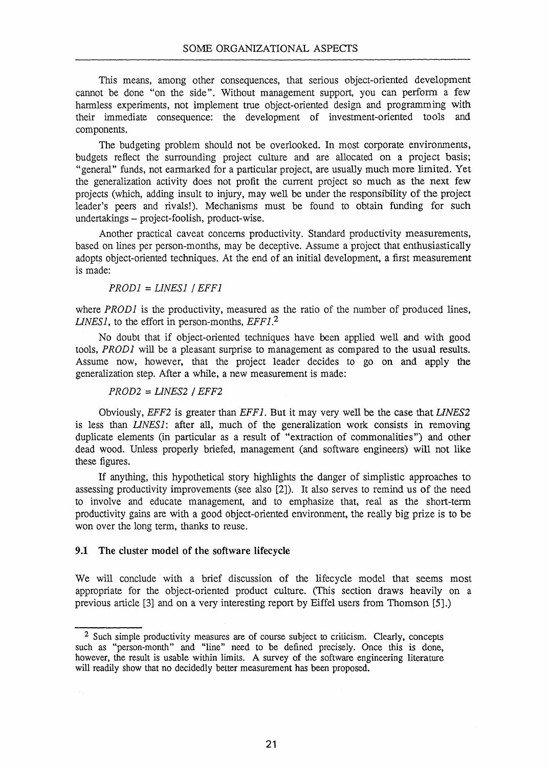This means, among other consequences, that serious object-oriented development cannot be done "on the side". Without management support, you can perform a few harmless experiments, not implement true object-oriented design and programming with their immediate consequence: the development of investment-oriented tools and components.

The budgeting problem should not be overlooked. In most corporate environments, budgets reflect the surrounding project culture and are allocated on a project basis; "general" funds, not earmarked for a particular project, are usually much more limited. Yet the generalization activity does not profit the current project so much as the next few projects (which, adding insult to injury, may well be under the responsibility of the project leader's peers and rivals!). Mechanisms must be found to obtain funding for such undertakings – project-foolish, product-wise.

Another practical caveat concerns productivity. Standard productivity measurements, based on lines per person-months, may be deceptive. Assume a project that enthusiastically adopts object-oriented techniques. At the end of an initial development, a first measurement is made:

$$PROD1 = LINES1 \; / \; EFF1$$

where *PROD1* is the productivity, measured as the ratio of the number of produced lines, *LINES1*, to the effort in person-months, *EFF1*.[2]

No doubt that if object-oriented techniques have been applied well and with good tools, *PROD1* will be a pleasant surprise to management as compared to the usual results. Assume now, however, that the project leader decides to go on and apply the generalization step. After a while, a new measurement is made:

$$PROD2 = LINES2 \; / \; EFF2$$

Obviously, *EFF2* is greater than *EFF1*. But it may very well be the case that *LINES2* is less than *LINES1*: after all, much of the generalization work consists in removing duplicate elements (in particular as a result of "extraction of commonalities") and other dead wood. Unless properly briefed, management (and software engineers) will not like these figures.

If anything, this hypothetical story highlights the danger of simplistic approaches to assessing productivity improvements (see also [2]). It also serves to remind us of the need to involve and educate management, and to emphasize that, real as the short-term productivity gains are with a good object-oriented environment, the really big prize is to be won over the long term, thanks to reuse.

### 9.1 The cluster model of the software lifecycle

We will conclude with a brief discussion of the lifecycle model that seems most appropriate for the object-oriented product culture. (This section draws heavily on a previous article [3] and on a very interesting report by Eiffel users from Thomson [5].)

---

[2] Such simple productivity measures are of course subject to criticism. Clearly, concepts such as "person-month" and "line" need to be defined precisely. Once this is done, however, the result is usable within limits. A survey of the software engineering literature will readily show that no decidedly better measurement has been proposed.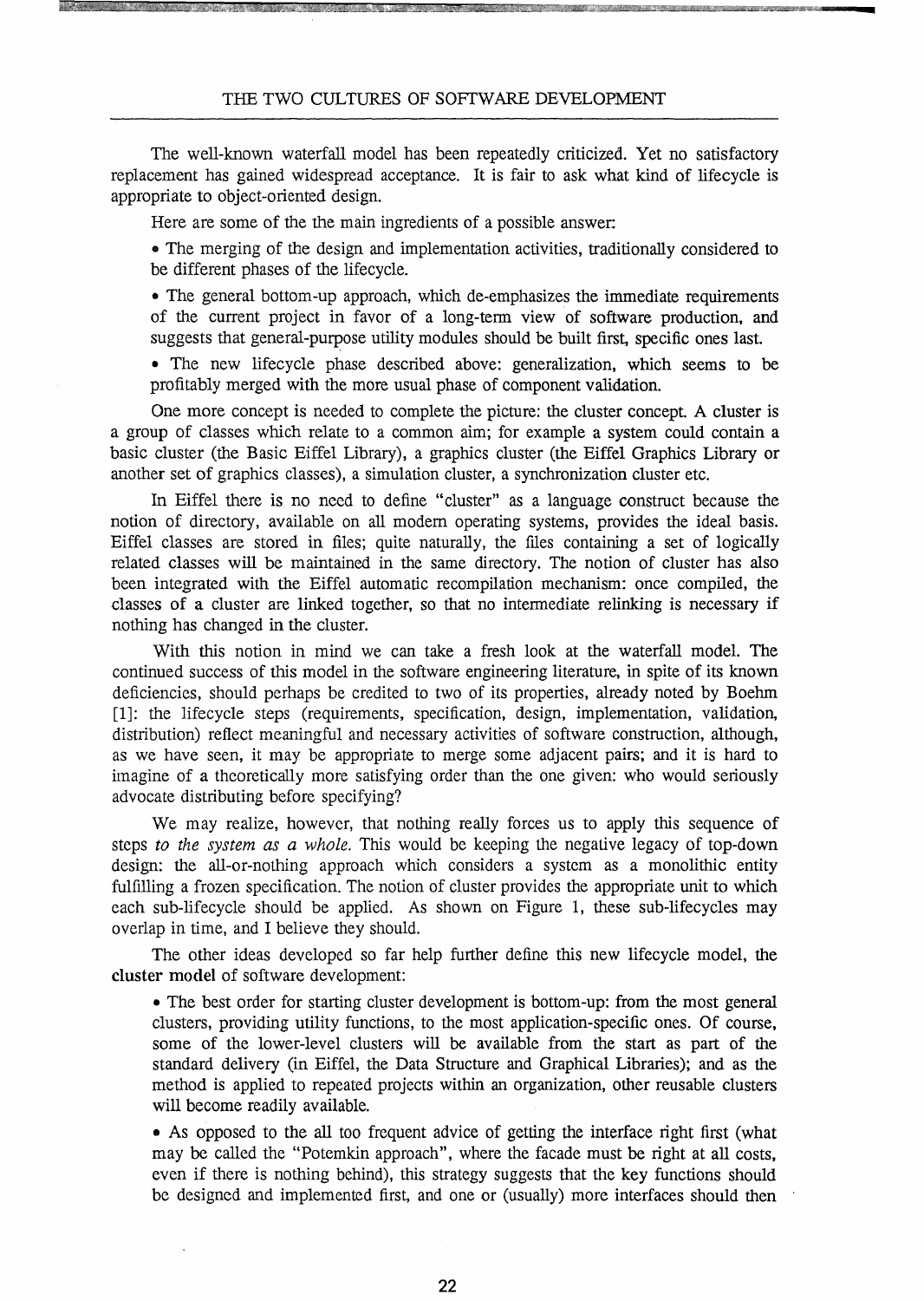The well-known waterfall model has been repeatedly criticized. Yet no satisfactory replacement has gained widespread acceptance. It is fair to ask what kind of lifecycle is appropriate to object-oriented design.

Here are some of the the main ingredients of a possible answer:

- The merging of the design and implementation activities, traditionally considered to be different phases of the lifecycle.
- The general bottom-up approach, which de-emphasizes the immediate requirements of the current project in favor of a long-term view of software production, and suggests that general-purpose utility modules should be built first, specific ones last.
- The new lifecycle phase described above: generalization, which seems to be profitably merged with the more usual phase of component validation.

One more concept is needed to complete the picture: the cluster concept. A cluster is a group of classes which relate to a common aim; for example a system could contain a basic cluster (the Basic Eiffel Library), a graphics cluster (the Eiffel Graphics Library or another set of graphics classes), a simulation cluster, a synchronization cluster etc.

In Eiffel there is no need to define "cluster" as a language construct because the notion of directory, available on all modern operating systems, provides the ideal basis. Eiffel classes are stored in files; quite naturally, the files containing a set of logically related classes will be maintained in the same directory. The notion of cluster has also been integrated with the Eiffel automatic recompilation mechanism: once compiled, the classes of a cluster are linked together, so that no intermediate relinking is necessary if nothing has changed in the cluster.

With this notion in mind we can take a fresh look at the waterfall model. The continued success of this model in the software engineering literature, in spite of its known deficiencies, should perhaps be credited to two of its properties, already noted by Boehm [1]: the lifecycle steps (requirements, specification, design, implementation, validation, distribution) reflect meaningful and necessary activities of software construction, although, as we have seen, it may be appropriate to merge some adjacent pairs; and it is hard to imagine of a theoretically more satisfying order than the one given: who would seriously advocate distributing before specifying?

We may realize, however, that nothing really forces us to apply this sequence of steps *to the system as a whole.* This would be keeping the negative legacy of top-down design: the all-or-nothing approach which considers a system as a monolithic entity fulfilling a frozen specification. The notion of cluster provides the appropriate unit to which each sub-lifecycle should be applied. As shown on Figure 1, these sub-lifecycles may overlap in time, and I believe they should.

The other ideas developed so far help further define this new lifecycle model, the **cluster model** of software development:

- The best order for starting cluster development is bottom-up: from the most general clusters, providing utility functions, to the most application-specific ones. Of course, some of the lower-level clusters will be available from the start as part of the standard delivery (in Eiffel, the Data Structure and Graphical Libraries); and as the method is applied to repeated projects within an organization, other reusable clusters will become readily available.
- As opposed to the all too frequent advice of getting the interface right first (what may be called the "Potemkin approach", where the facade must be right at all costs, even if there is nothing behind), this strategy suggests that the key functions should be designed and implemented first, and one or (usually) more interfaces should then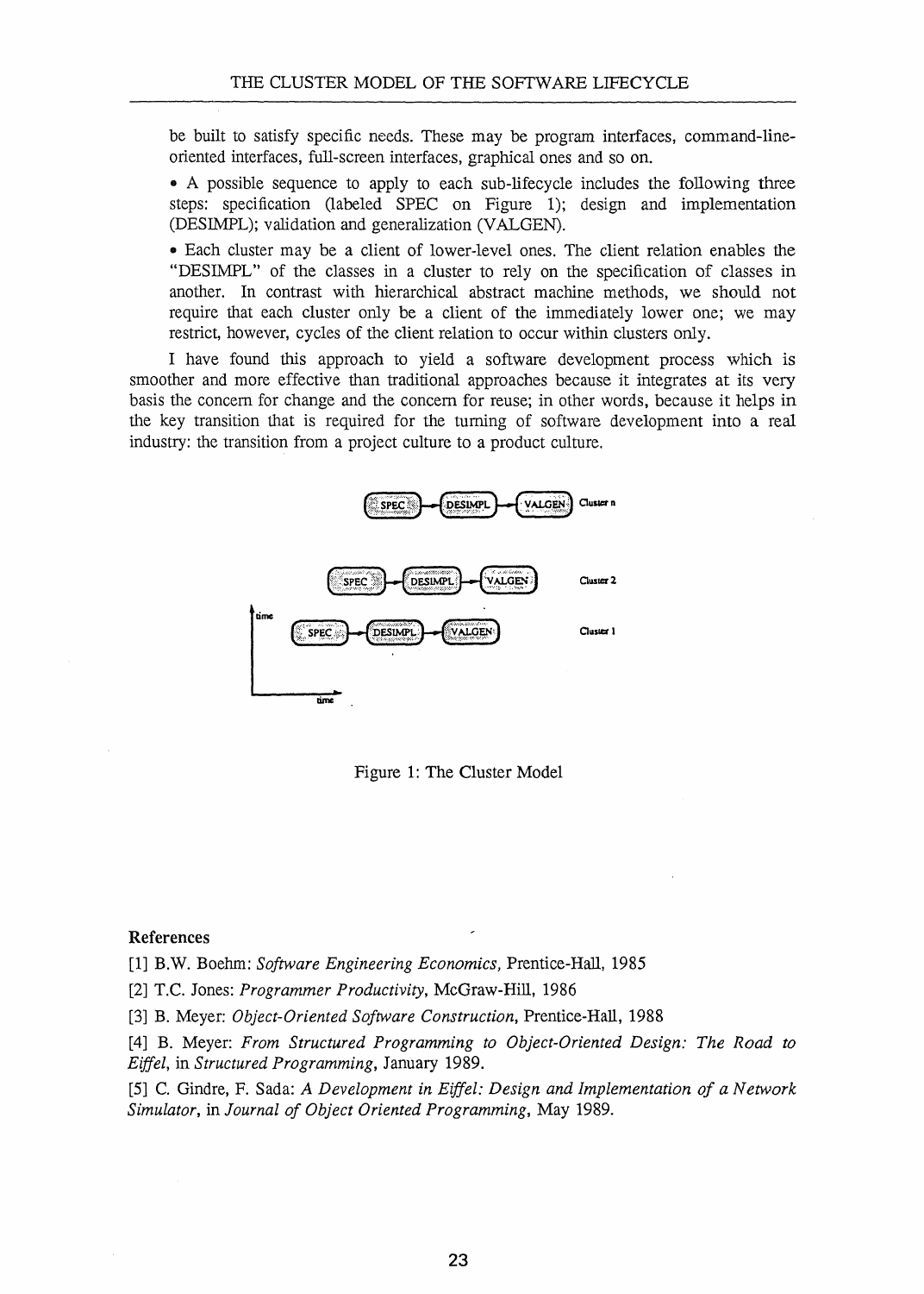be built to satisfy specific needs. These may be program interfaces, command-line-oriented interfaces, full-screen interfaces, graphical ones and so on.

- A possible sequence to apply to each sub-lifecycle includes the following three steps: specification (labeled SPEC on Figure 1); design and implementation (DESIMPL); validation and generalization (VALGEN).

- Each cluster may be a client of lower-level ones. The client relation enables the "DESIMPL" of the classes in a cluster to rely on the specification of classes in another. In contrast with hierarchical abstract machine methods, we should not require that each cluster only be a client of the immediately lower one; we may restrict, however, cycles of the client relation to occur within clusters only.

I have found this approach to yield a software development process which is smoother and more effective than traditional approaches because it integrates at its very basis the concern for change and the concern for reuse; in other words, because it helps in the key transition that is required for the turning of software development into a real industry: the transition from a project culture to a product culture.

SPEC → DESIMPL → VALGEN Cluster n

SPEC → DESIMPL → VALGEN Cluster 2

SPEC → DESIMPL → VALGEN Cluster 1

time

time

Figure 1: The Cluster Model

**References**

[1] B.W. Boehm: *Software Engineering Economics*, Prentice-Hall, 1985

[2] T.C. Jones: *Programmer Productivity*, McGraw-Hill, 1986

[3] B. Meyer: *Object-Oriented Software Construction*, Prentice-Hall, 1988

[4] B. Meyer: *From Structured Programming to Object-Oriented Design: The Road to Eiffel*, in *Structured Programming*, January 1989.

[5] C. Gindre, F. Sada: *A Development in Eiffel: Design and Implementation of a Network Simulator*, in *Journal of Object Oriented Programming*, May 1989.